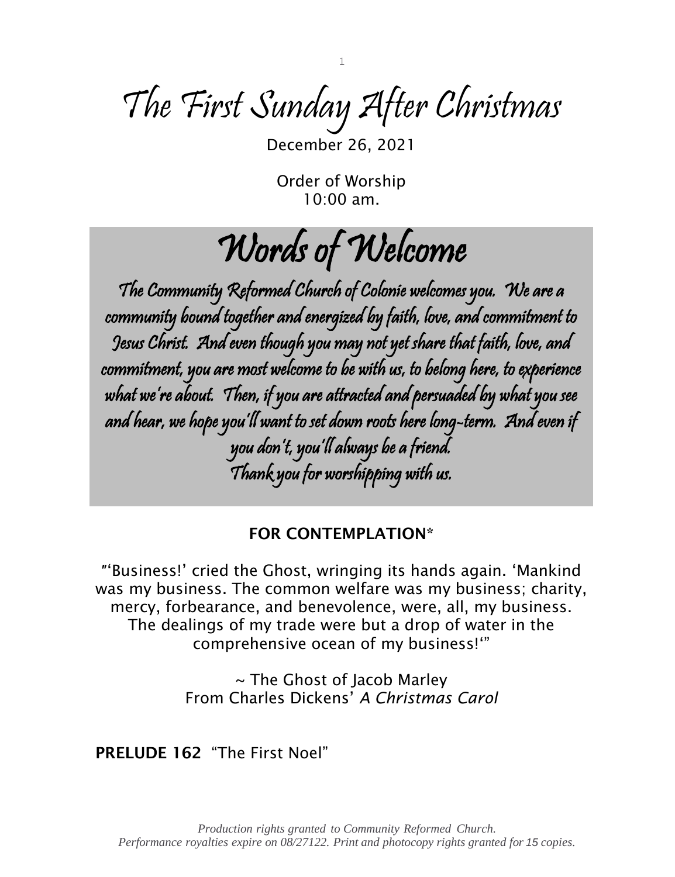# The First Sunday After Christmas

December 26, 2021

Order of Worship
10:00 am.

## Words of Welcome

The Community Reformed Church of Colonie welcomes you. We are a community bound together and energized by faith, love, and commitment to Jesus Christ. And even though you may not yet share that faith, love, and commitment, you are most welcome to be with us, to belong here, to experience what we're about. Then, if you are attracted and persuaded by what you see and hear, we hope you'll want to set down roots here long-term. And even if you don't, you'll always be a friend.
Thank you for worshipping with us.

**FOR CONTEMPLATION***

"'Business!' cried the Ghost, wringing its hands again. 'Mankind was my business. The common welfare was my business; charity, mercy, forbearance, and benevolence, were, all, my business. The dealings of my trade were but a drop of water in the comprehensive ocean of my business!'"

~ The Ghost of Jacob Marley
From Charles Dickens' *A Christmas Carol*

**PRELUDE 162** "The First Noel"

*Production rights granted to Community Reformed Church. Performance royalties expire on 08/27122. Print and photocopy rights granted for 15 copies.*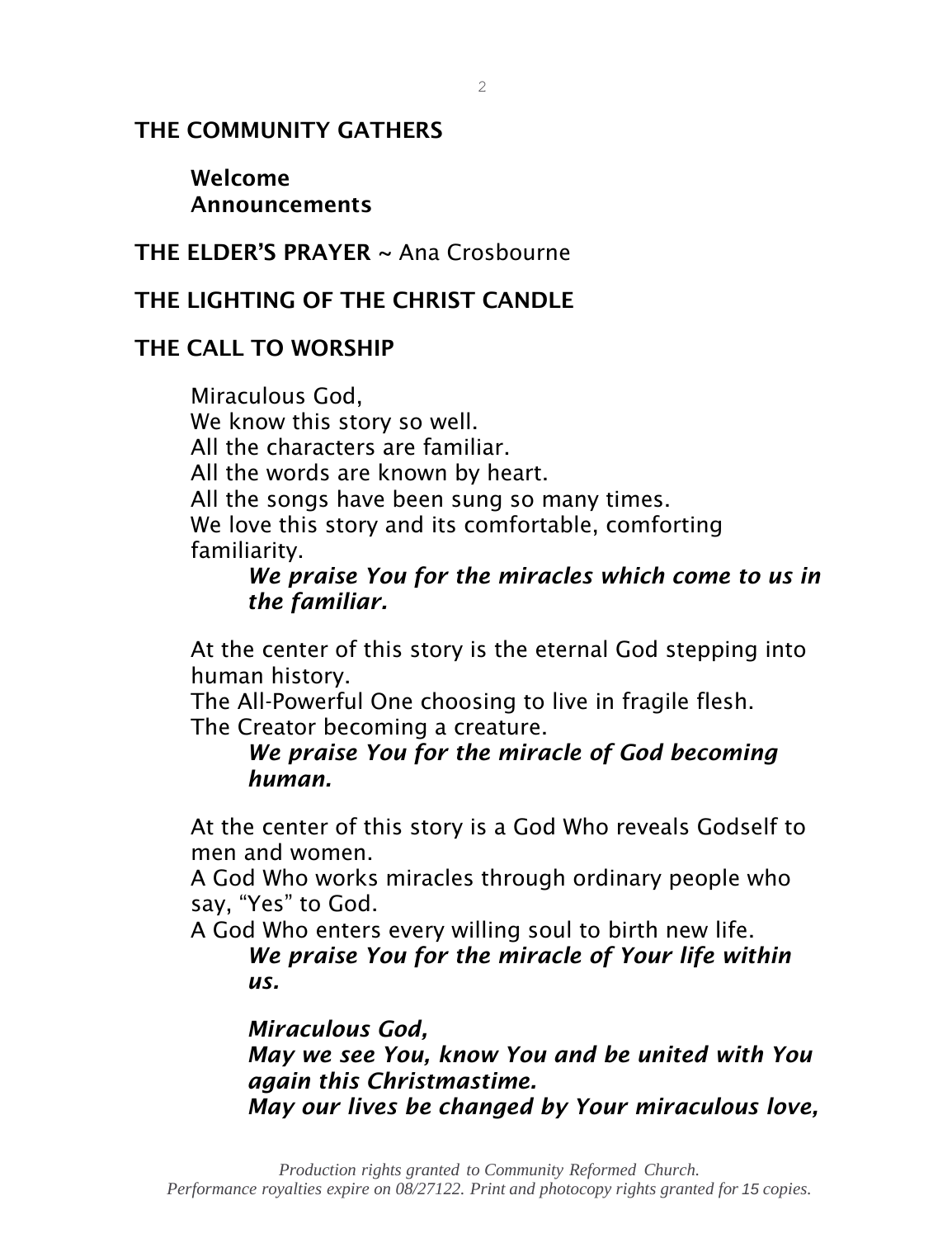## THE COMMUNITY GATHERS

**Welcome**
**Announcements**

## THE ELDER'S PRAYER ~ Ana Crosbourne

## THE LIGHTING OF THE CHRIST CANDLE

## THE CALL TO WORSHIP

Miraculous God,
We know this story so well.
All the characters are familiar.
All the words are known by heart.
All the songs have been sung so many times.
We love this story and its comfortable, comforting familiarity.

> ***We praise You for the miracles which come to us in the familiar.***

At the center of this story is the eternal God stepping into human history.
The All-Powerful One choosing to live in fragile flesh.
The Creator becoming a creature.

> ***We praise You for the miracle of God becoming human.***

At the center of this story is a God Who reveals Godself to men and women.
A God Who works miracles through ordinary people who say, "Yes" to God.
A God Who enters every willing soul to birth new life.

> ***We praise You for the miracle of Your life within us.***

> ***Miraculous God,***
> ***May we see You, know You and be united with You again this Christmastime.***
> ***May our lives be changed by Your miraculous love,***

*Production rights granted to Community Reformed Church.*
*Performance royalties expire on 08/27122. Print and photocopy rights granted for 15 copies.*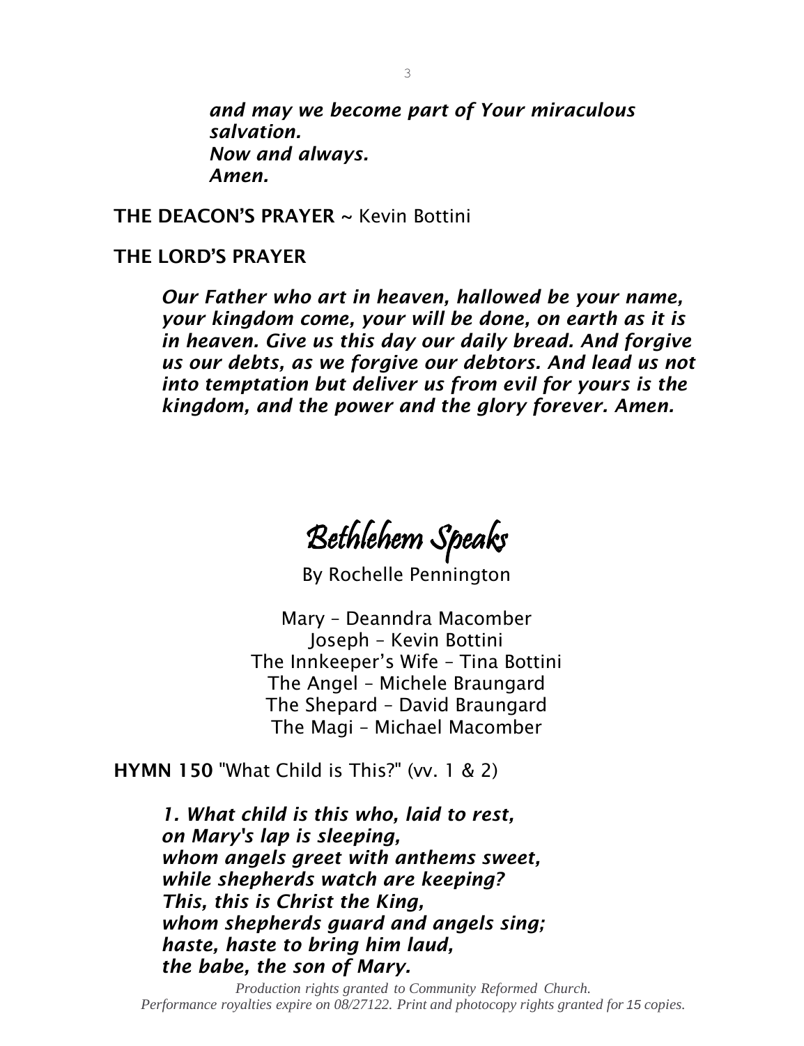***and may we become part of Your miraculous salvation.***
***Now and always.***
***Amen.***

**THE DEACON'S PRAYER** ~ Kevin Bottini

**THE LORD'S PRAYER**

***Our Father who art in heaven, hallowed be your name, your kingdom come, your will be done, on earth as it is in heaven. Give us this day our daily bread. And forgive us our debts, as we forgive our debtors. And lead us not into temptation but deliver us from evil for yours is the kingdom, and the power and the glory forever. Amen.***

# *Bethlehem Speaks*

By Rochelle Pennington

Mary – Deanndra Macomber
Joseph – Kevin Bottini
The Innkeeper's Wife – Tina Bottini
The Angel – Michele Braungard
The Shepard – David Braungard
The Magi – Michael Macomber

**HYMN 150** "What Child is This?" (vv. 1 & 2)

***1. What child is this who, laid to rest,***
***on Mary's lap is sleeping,***
***whom angels greet with anthems sweet,***
***while shepherds watch are keeping?***
***This, this is Christ the King,***
***whom shepherds guard and angels sing;***
***haste, haste to bring him laud,***
***the babe, the son of Mary.***

*Production rights granted to Community Reformed Church.*
*Performance royalties expire on 08/27122. Print and photocopy rights granted for 15 copies.*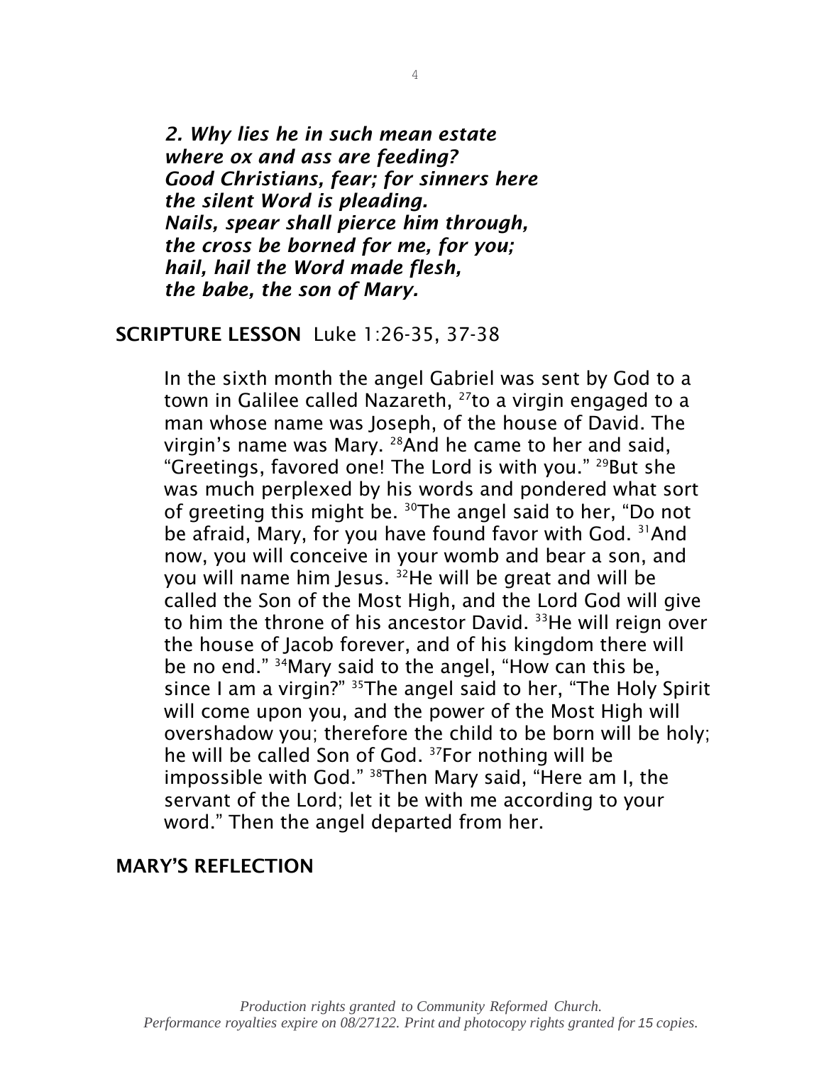*2. Why lies he in such mean estate*
*where ox and ass are feeding?*
*Good Christians, fear; for sinners here*
*the silent Word is pleading.*
*Nails, spear shall pierce him through,*
*the cross be borned for me, for you;*
*hail, hail the Word made flesh,*
*the babe, the son of Mary.*

**SCRIPTURE LESSON** Luke 1:26-35, 37-38

In the sixth month the angel Gabriel was sent by God to a town in Galilee called Nazareth, [27]to a virgin engaged to a man whose name was Joseph, of the house of David. The virgin's name was Mary. [28]And he came to her and said, "Greetings, favored one! The Lord is with you." [29]But she was much perplexed by his words and pondered what sort of greeting this might be. [30]The angel said to her, "Do not be afraid, Mary, for you have found favor with God. [31]And now, you will conceive in your womb and bear a son, and you will name him Jesus. [32]He will be great and will be called the Son of the Most High, and the Lord God will give to him the throne of his ancestor David. [33]He will reign over the house of Jacob forever, and of his kingdom there will be no end." [34]Mary said to the angel, "How can this be, since I am a virgin?" [35]The angel said to her, "The Holy Spirit will come upon you, and the power of the Most High will overshadow you; therefore the child to be born will be holy; he will be called Son of God. [37]For nothing will be impossible with God." [38]Then Mary said, "Here am I, the servant of the Lord; let it be with me according to your word." Then the angel departed from her.

**MARY'S REFLECTION**

*Production rights granted to Community Reformed Church.*
*Performance royalties expire on 08/27122. Print and photocopy rights granted for 15 copies.*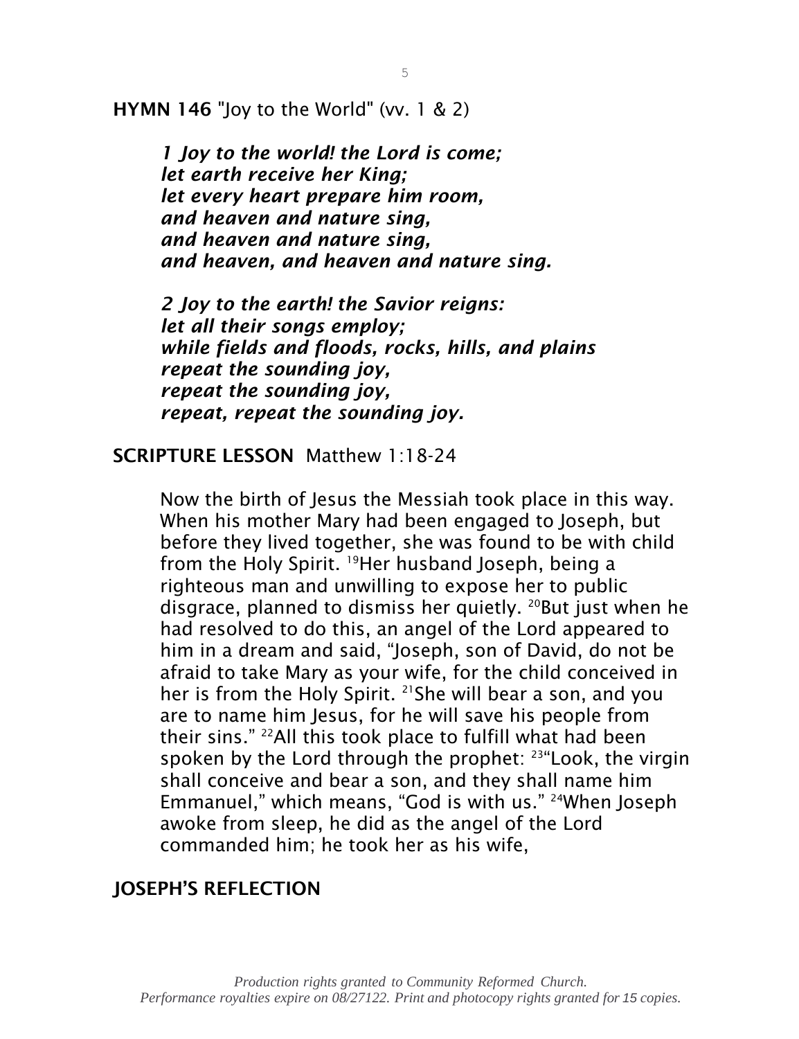**HYMN 146** "Joy to the World" (vv. 1 & 2)

***1 Joy to the world! the Lord is come;***
***let earth receive her King;***
***let every heart prepare him room,***
***and heaven and nature sing,***
***and heaven and nature sing,***
***and heaven, and heaven and nature sing.***

***2 Joy to the earth! the Savior reigns:***
***let all their songs employ;***
***while fields and floods, rocks, hills, and plains***
***repeat the sounding joy,***
***repeat the sounding joy,***
***repeat, repeat the sounding joy.***

**SCRIPTURE LESSON** Matthew 1:18-24

Now the birth of Jesus the Messiah took place in this way. When his mother Mary had been engaged to Joseph, but before they lived together, she was found to be with child from the Holy Spirit. [19]Her husband Joseph, being a righteous man and unwilling to expose her to public disgrace, planned to dismiss her quietly. [20]But just when he had resolved to do this, an angel of the Lord appeared to him in a dream and said, "Joseph, son of David, do not be afraid to take Mary as your wife, for the child conceived in her is from the Holy Spirit. [21]She will bear a son, and you are to name him Jesus, for he will save his people from their sins." [22]All this took place to fulfill what had been spoken by the Lord through the prophet: [23]"Look, the virgin shall conceive and bear a son, and they shall name him Emmanuel," which means, "God is with us." [24]When Joseph awoke from sleep, he did as the angel of the Lord commanded him; he took her as his wife,

**JOSEPH'S REFLECTION**

*Production rights granted to Community Reformed Church.*
*Performance royalties expire on 08/27122. Print and photocopy rights granted for 15 copies.*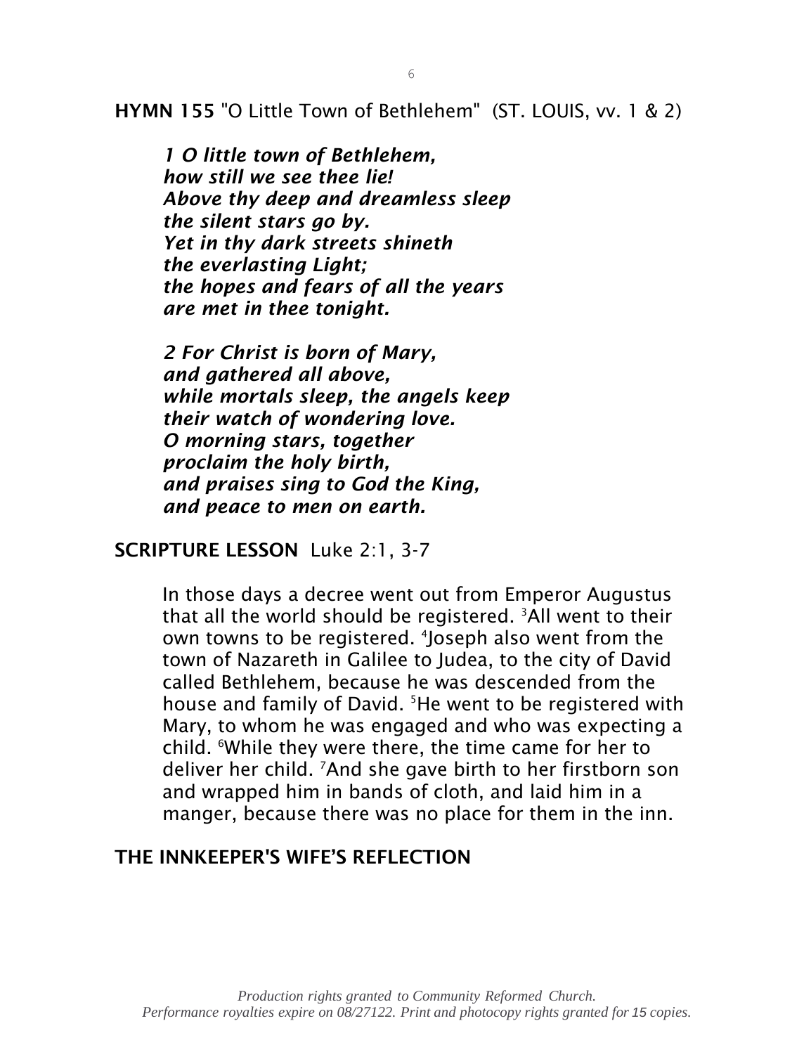**HYMN 155** "O Little Town of Bethlehem" (ST. LOUIS, vv. 1 & 2)

***1 O little town of Bethlehem,***
***how still we see thee lie!***
***Above thy deep and dreamless sleep***
***the silent stars go by.***
***Yet in thy dark streets shineth***
***the everlasting Light;***
***the hopes and fears of all the years***
***are met in thee tonight.***

***2 For Christ is born of Mary,***
***and gathered all above,***
***while mortals sleep, the angels keep***
***their watch of wondering love.***
***O morning stars, together***
***proclaim the holy birth,***
***and praises sing to God the King,***
***and peace to men on earth.***

**SCRIPTURE LESSON** Luke 2:1, 3-7

In those days a decree went out from Emperor Augustus that all the world should be registered. [3]All went to their own towns to be registered. [4]Joseph also went from the town of Nazareth in Galilee to Judea, to the city of David called Bethlehem, because he was descended from the house and family of David. [5]He went to be registered with Mary, to whom he was engaged and who was expecting a child. [6]While they were there, the time came for her to deliver her child. [7]And she gave birth to her firstborn son and wrapped him in bands of cloth, and laid him in a manger, because there was no place for them in the inn.

**THE INNKEEPER'S WIFE'S REFLECTION**

*Production rights granted to Community Reformed Church.*
*Performance royalties expire on 08/27122. Print and photocopy rights granted for 15 copies.*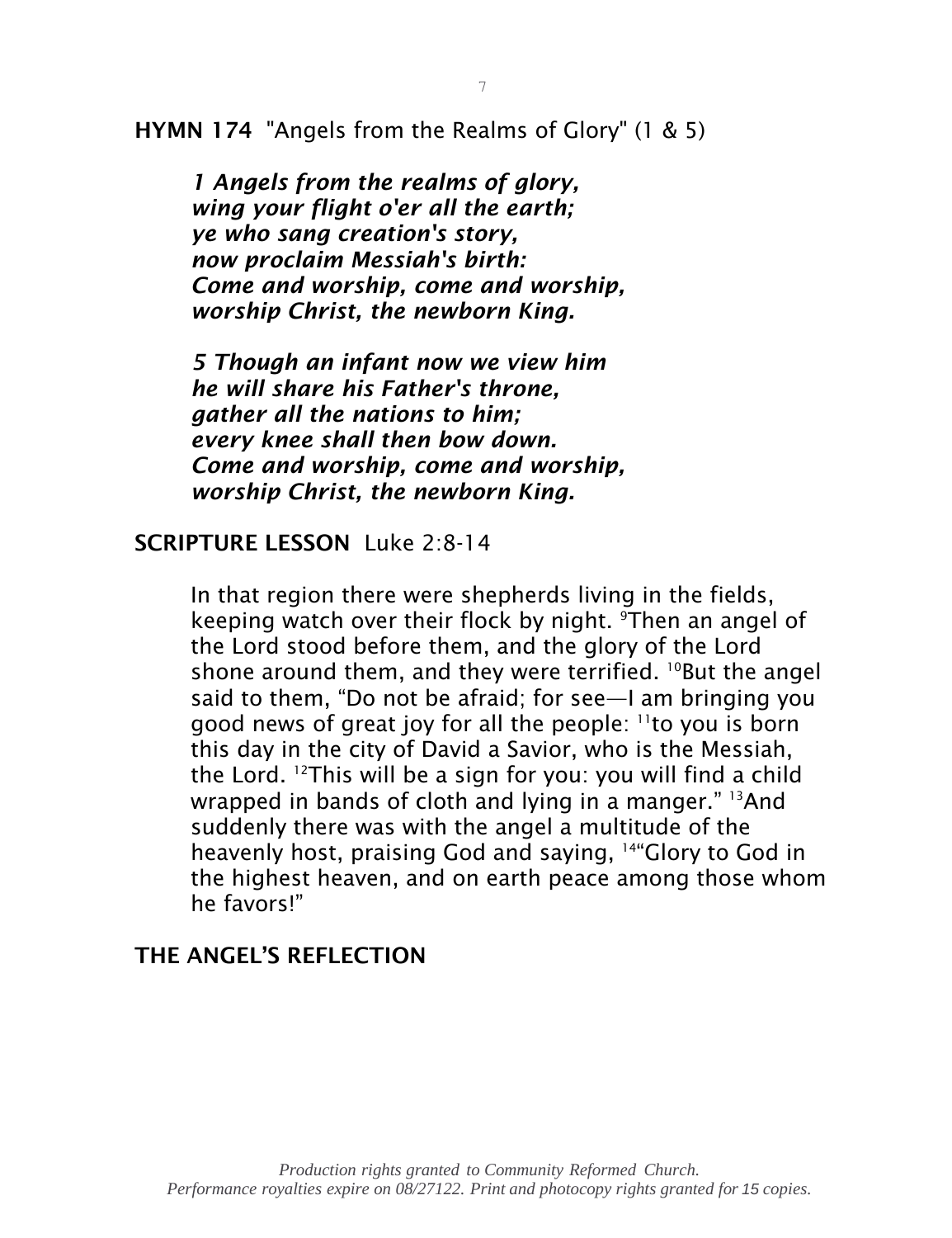**HYMN 174** "Angels from the Realms of Glory" (1 & 5)

> ***1 Angels from the realms of glory,***
> ***wing your flight o'er all the earth;***
> ***ye who sang creation's story,***
> ***now proclaim Messiah's birth:***
> ***Come and worship, come and worship,***
> ***worship Christ, the newborn King.***
>
> ***5 Though an infant now we view him***
> ***he will share his Father's throne,***
> ***gather all the nations to him;***
> ***every knee shall then bow down.***
> ***Come and worship, come and worship,***
> ***worship Christ, the newborn King.***

**SCRIPTURE LESSON** Luke 2:8-14

> In that region there were shepherds living in the fields, keeping watch over their flock by night. [9]Then an angel of the Lord stood before them, and the glory of the Lord shone around them, and they were terrified. [10]But the angel said to them, "Do not be afraid; for see—I am bringing you good news of great joy for all the people: [11]to you is born this day in the city of David a Savior, who is the Messiah, the Lord. [12]This will be a sign for you: you will find a child wrapped in bands of cloth and lying in a manger." [13]And suddenly there was with the angel a multitude of the heavenly host, praising God and saying, [14]"Glory to God in the highest heaven, and on earth peace among those whom he favors!"

**THE ANGEL'S REFLECTION**

*Production rights granted to Community Reformed Church.*
*Performance royalties expire on 08/27122. Print and photocopy rights granted for 15 copies.*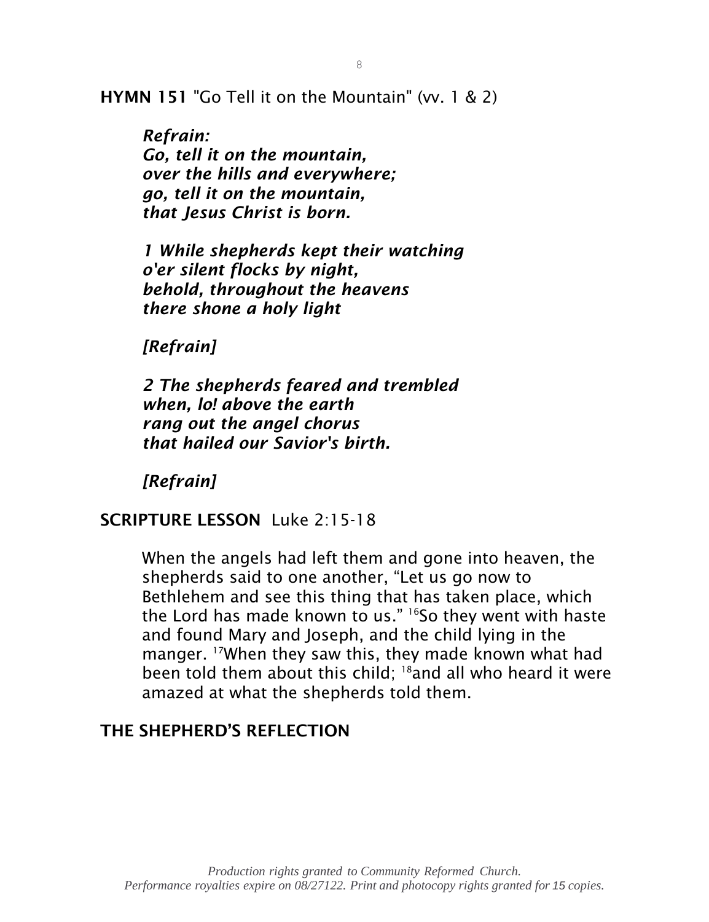**HYMN 151** "Go Tell it on the Mountain" (vv. 1 & 2)

***Refrain:***
***Go, tell it on the mountain,***
***over the hills and everywhere;***
***go, tell it on the mountain,***
***that Jesus Christ is born.***

***1 While shepherds kept their watching***
***o'er silent flocks by night,***
***behold, throughout the heavens***
***there shone a holy light***

***[Refrain]***

***2 The shepherds feared and trembled***
***when, lo! above the earth***
***rang out the angel chorus***
***that hailed our Savior's birth.***

***[Refrain]***

**SCRIPTURE LESSON** Luke 2:15-18

When the angels had left them and gone into heaven, the shepherds said to one another, "Let us go now to Bethlehem and see this thing that has taken place, which the Lord has made known to us." [16]So they went with haste and found Mary and Joseph, and the child lying in the manger. [17]When they saw this, they made known what had been told them about this child; [18]and all who heard it were amazed at what the shepherds told them.

**THE SHEPHERD'S REFLECTION**

*Production rights granted to Community Reformed Church.*
*Performance royalties expire on 08/27122. Print and photocopy rights granted for 15 copies.*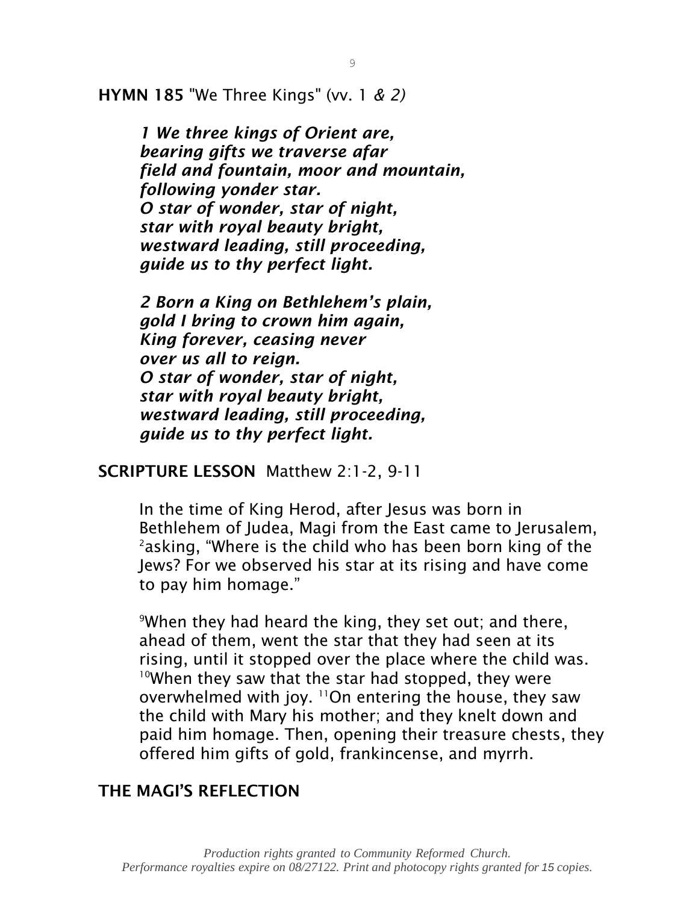**HYMN 185** "We Three Kings" (vv. 1 *& 2)*

***1 We three kings of Orient are,***
***bearing gifts we traverse afar***
***field and fountain, moor and mountain,***
***following yonder star.***
***O star of wonder, star of night,***
***star with royal beauty bright,***
***westward leading, still proceeding,***
***guide us to thy perfect light.***

***2 Born a King on Bethlehem's plain,***
***gold I bring to crown him again,***
***King forever, ceasing never***
***over us all to reign.***
***O star of wonder, star of night,***
***star with royal beauty bright,***
***westward leading, still proceeding,***
***guide us to thy perfect light.***

**SCRIPTURE LESSON** Matthew 2:1-2, 9-11

In the time of King Herod, after Jesus was born in Bethlehem of Judea, Magi from the East came to Jerusalem, [2]asking, "Where is the child who has been born king of the Jews? For we observed his star at its rising and have come to pay him homage."

[9]When they had heard the king, they set out; and there, ahead of them, went the star that they had seen at its rising, until it stopped over the place where the child was. [10]When they saw that the star had stopped, they were overwhelmed with joy. [11]On entering the house, they saw the child with Mary his mother; and they knelt down and paid him homage. Then, opening their treasure chests, they offered him gifts of gold, frankincense, and myrrh.

**THE MAGI'S REFLECTION**

*Production rights granted to Community Reformed Church.*
*Performance royalties expire on 08/27122. Print and photocopy rights granted for 15 copies.*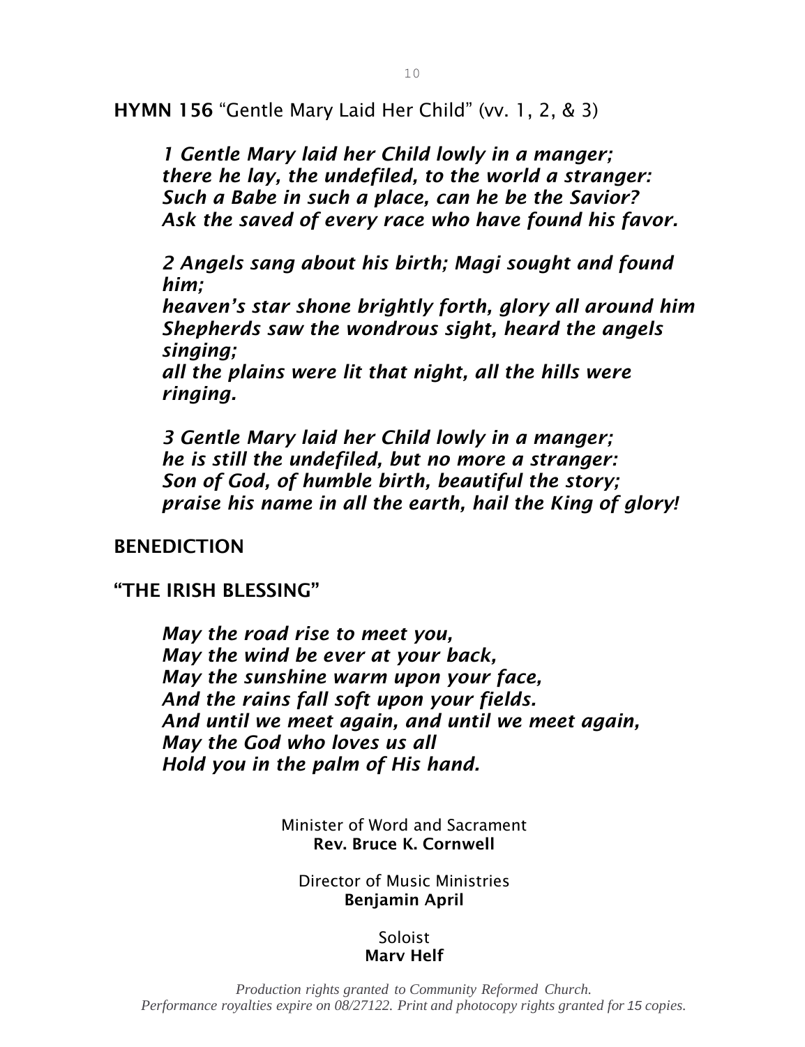**HYMN 156** "Gentle Mary Laid Her Child" (vv. 1, 2, & 3)

*1 Gentle Mary laid her Child lowly in a manger;*
*there he lay, the undefiled, to the world a stranger:*
*Such a Babe in such a place, can he be the Savior?*
*Ask the saved of every race who have found his favor.*

*2 Angels sang about his birth; Magi sought and found him;*
*heaven's star shone brightly forth, glory all around him*
*Shepherds saw the wondrous sight, heard the angels singing;*
*all the plains were lit that night, all the hills were ringing.*

*3 Gentle Mary laid her Child lowly in a manger;*
*he is still the undefiled, but no more a stranger:*
*Son of God, of humble birth, beautiful the story;*
*praise his name in all the earth, hail the King of glory!*

**BENEDICTION**

**"THE IRISH BLESSING"**

*May the road rise to meet you,*
*May the wind be ever at your back,*
*May the sunshine warm upon your face,*
*And the rains fall soft upon your fields.*
*And until we meet again, and until we meet again,*
*May the God who loves us all*
*Hold you in the palm of His hand.*

Minister of Word and Sacrament
**Rev. Bruce K. Cornwell**

Director of Music Ministries
**Benjamin April**

Soloist
**Mary Helf**

*Production rights granted to Community Reformed Church.*
*Performance royalties expire on 08/27122. Print and photocopy rights granted for 15 copies.*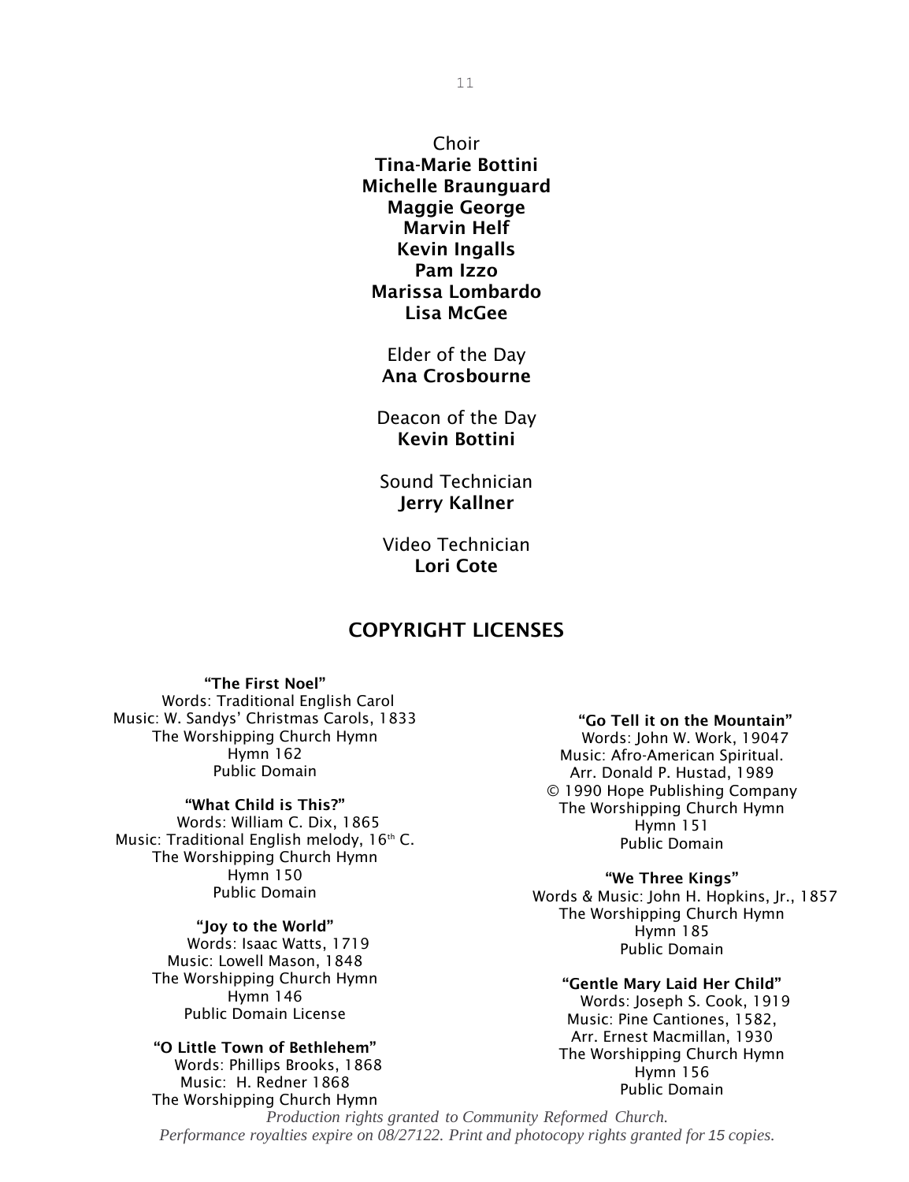Choir
**Tina-Marie Bottini**
**Michelle Braunguard**
**Maggie George**
**Marvin Helf**
**Kevin Ingalls**
**Pam Izzo**
**Marissa Lombardo**
**Lisa McGee**

Elder of the Day
**Ana Crosbourne**

Deacon of the Day
**Kevin Bottini**

Sound Technician
**Jerry Kallner**

Video Technician
**Lori Cote**

## COPYRIGHT LICENSES

**"The First Noel"**
Words: Traditional English Carol
Music: W. Sandys' Christmas Carols, 1833
The Worshipping Church Hymn
Hymn 162
Public Domain

**"What Child is This?"**
Words: William C. Dix, 1865
Music: Traditional English melody, 16th C.
The Worshipping Church Hymn
Hymn 150
Public Domain

**"Joy to the World"**
Words: Isaac Watts, 1719
Music: Lowell Mason, 1848
The Worshipping Church Hymn
Hymn 146
Public Domain License

**"O Little Town of Bethlehem"**
Words: Phillips Brooks, 1868
Music: H. Redner 1868
The Worshipping Church Hymn

**"Go Tell it on the Mountain"**
Words: John W. Work, 19047
Music: Afro-American Spiritual.
Arr. Donald P. Hustad, 1989
© 1990 Hope Publishing Company
The Worshipping Church Hymn
Hymn 151
Public Domain

**"We Three Kings"**
Words & Music: John H. Hopkins, Jr., 1857
The Worshipping Church Hymn
Hymn 185
Public Domain

**"Gentle Mary Laid Her Child"**
Words: Joseph S. Cook, 1919
Music: Pine Cantiones, 1582,
Arr. Ernest Macmillan, 1930
The Worshipping Church Hymn
Hymn 156
Public Domain

*Production rights granted to Community Reformed Church.*
*Performance royalties expire on 08/27122. Print and photocopy rights granted for 15 copies.*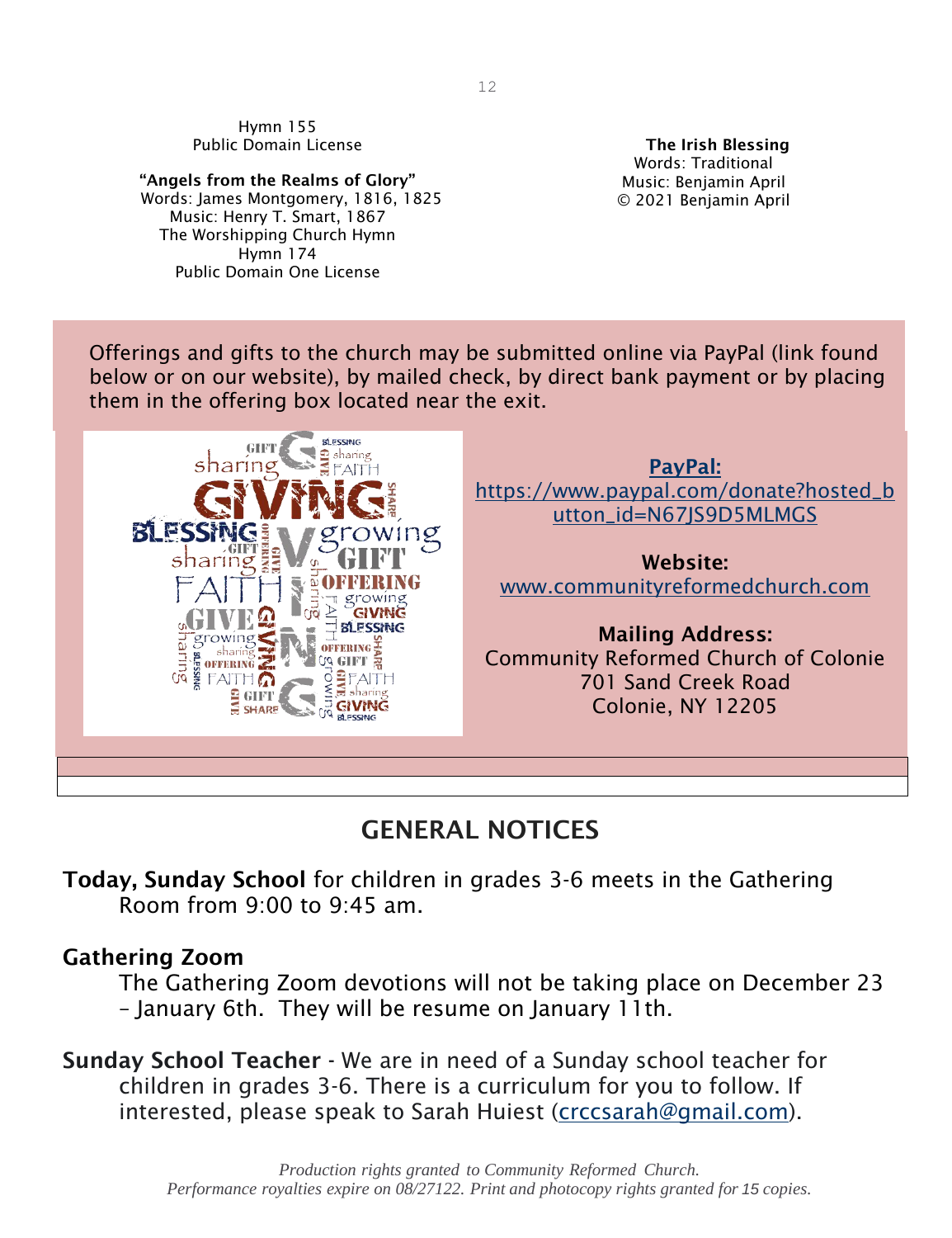Hymn 155
Public Domain License

**"Angels from the Realms of Glory"**
Words: James Montgomery, 1816, 1825
Music: Henry T. Smart, 1867
The Worshipping Church Hymn
Hymn 174
Public Domain One License

**The Irish Blessing**
Words: Traditional
Music: Benjamin April
© 2021 Benjamin April

Offerings and gifts to the church may be submitted online via PayPal (link found below or on our website), by mailed check, by direct bank payment or by placing them in the offering box located near the exit.

**PayPal:**
https://www.paypal.com/donate?hosted_button_id=N67JS9D5MLMGS

**Website:**
www.communityreformedchurch.com

**Mailing Address:**
Community Reformed Church of Colonie
701 Sand Creek Road
Colonie, NY 12205

## GENERAL NOTICES

**Today, Sunday School** for children in grades 3-6 meets in the Gathering Room from 9:00 to 9:45 am.

**Gathering Zoom**
The Gathering Zoom devotions will not be taking place on December 23 – January 6th. They will be resume on January 11th.

**Sunday School Teacher** - We are in need of a Sunday school teacher for children in grades 3-6. There is a curriculum for you to follow. If interested, please speak to Sarah Huiest (crccsarah@gmail.com).

*Production rights granted to Community Reformed Church. Performance royalties expire on 08/27122. Print and photocopy rights granted for 15 copies.*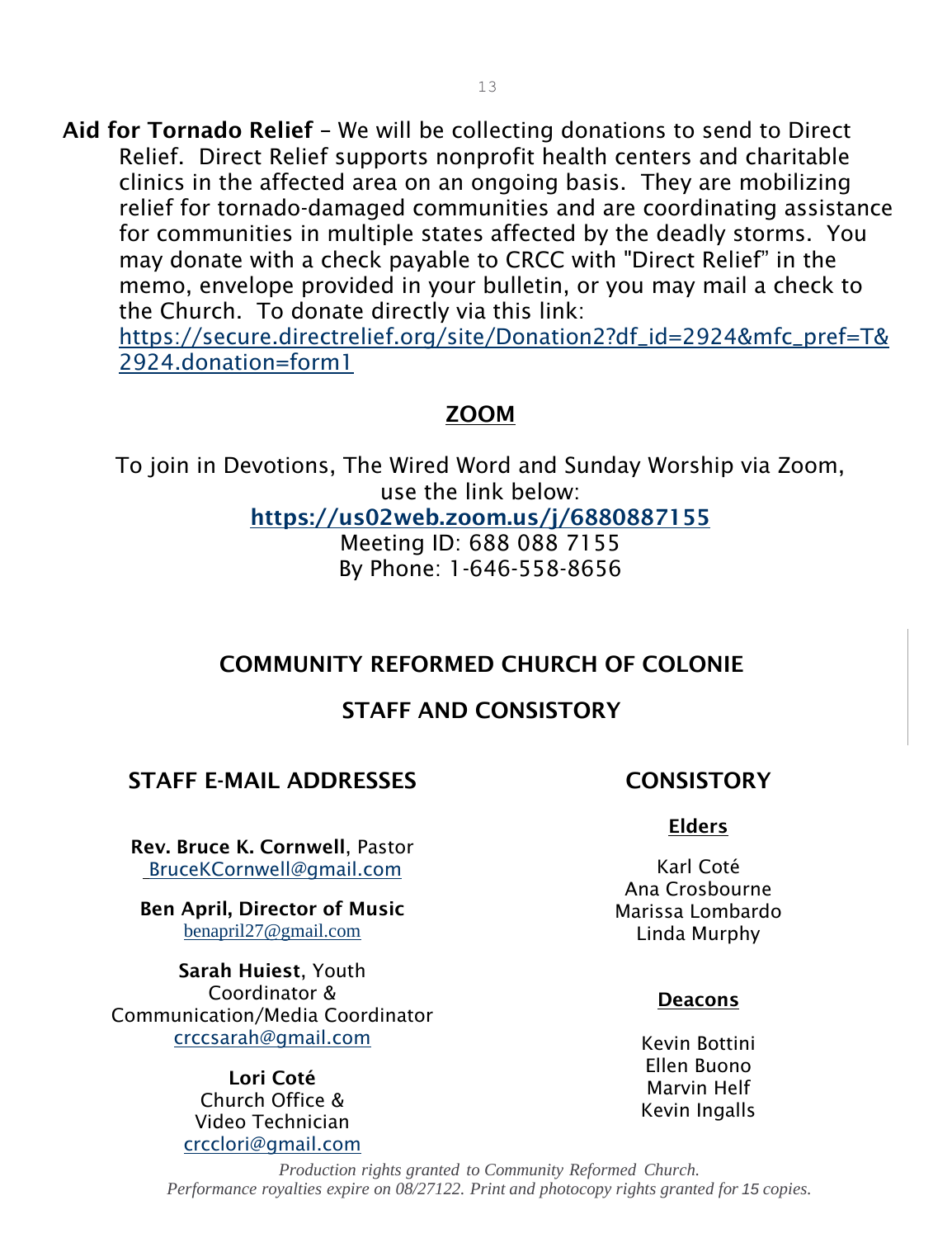**Aid for Tornado Relief** – We will be collecting donations to send to Direct Relief. Direct Relief supports nonprofit health centers and charitable clinics in the affected area on an ongoing basis. They are mobilizing relief for tornado-damaged communities and are coordinating assistance for communities in multiple states affected by the deadly storms. You may donate with a check payable to CRCC with "Direct Relief" in the memo, envelope provided in your bulletin, or you may mail a check to the Church. To donate directly via this link: https://secure.directrelief.org/site/Donation2?df_id=2924&mfc_pref=T&2924.donation=form1

## ZOOM

To join in Devotions, The Wired Word and Sunday Worship via Zoom, use the link below:

**https://us02web.zoom.us/j/6880887155**

Meeting ID: 688 088 7155

By Phone: 1-646-558-8656

## COMMUNITY REFORMED CHURCH OF COLONIE

## STAFF AND CONSISTORY

### STAFF E-MAIL ADDRESSES

**Rev. Bruce K. Cornwell**, Pastor
BruceKCornwell@gmail.com

**Ben April, Director of Music**
benapril27@gmail.com

**Sarah Huiest**, Youth Coordinator & Communication/Media Coordinator
crccsarah@gmail.com

**Lori Coté**
Church Office & Video Technician
crcclori@gmail.com

### CONSISTORY

**Elders**

Karl Coté
Ana Crosbourne
Marissa Lombardo
Linda Murphy

**Deacons**

Kevin Bottini
Ellen Buono
Marvin Helf
Kevin Ingalls

*Production rights granted to Community Reformed Church. Performance royalties expire on 08/27122. Print and photocopy rights granted for 15 copies.*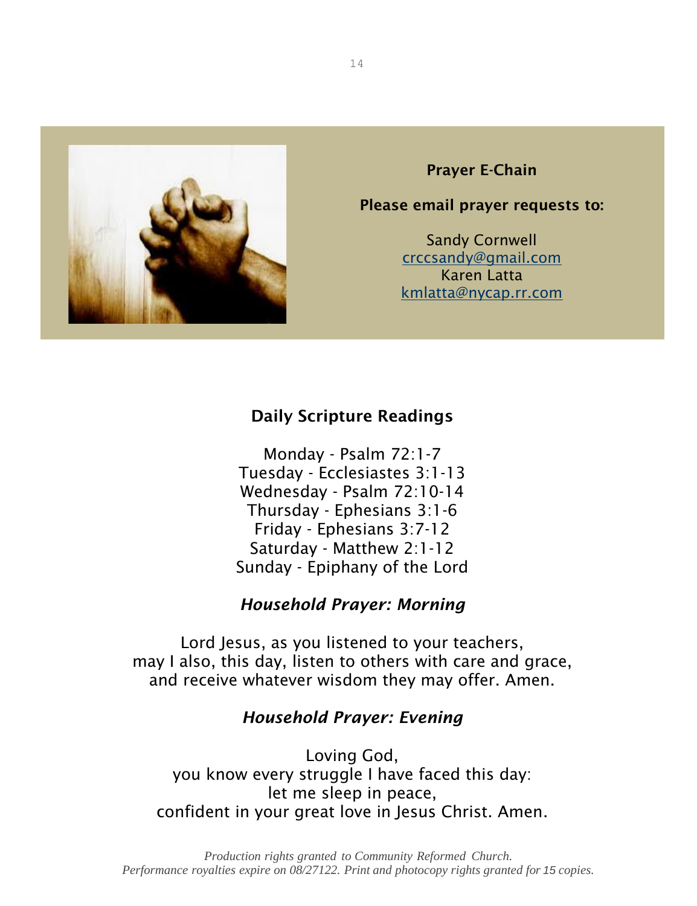**Prayer E-Chain**

**Please email prayer requests to:**

Sandy Cornwell
crccsandy@gmail.com
Karen Latta
kmlatta@nycap.rr.com

## Daily Scripture Readings

Monday - Psalm 72:1-7
Tuesday - Ecclesiastes 3:1-13
Wednesday - Psalm 72:10-14
Thursday - Ephesians 3:1-6
Friday - Ephesians 3:7-12
Saturday - Matthew 2:1-12
Sunday - Epiphany of the Lord

### *Household Prayer: Morning*

Lord Jesus, as you listened to your teachers,
may I also, this day, listen to others with care and grace,
and receive whatever wisdom they may offer. Amen.

### *Household Prayer: Evening*

Loving God,
you know every struggle I have faced this day:
let me sleep in peace,
confident in your great love in Jesus Christ. Amen.

*Production rights granted to Community Reformed Church.*
*Performance royalties expire on 08/27122. Print and photocopy rights granted for 15 copies.*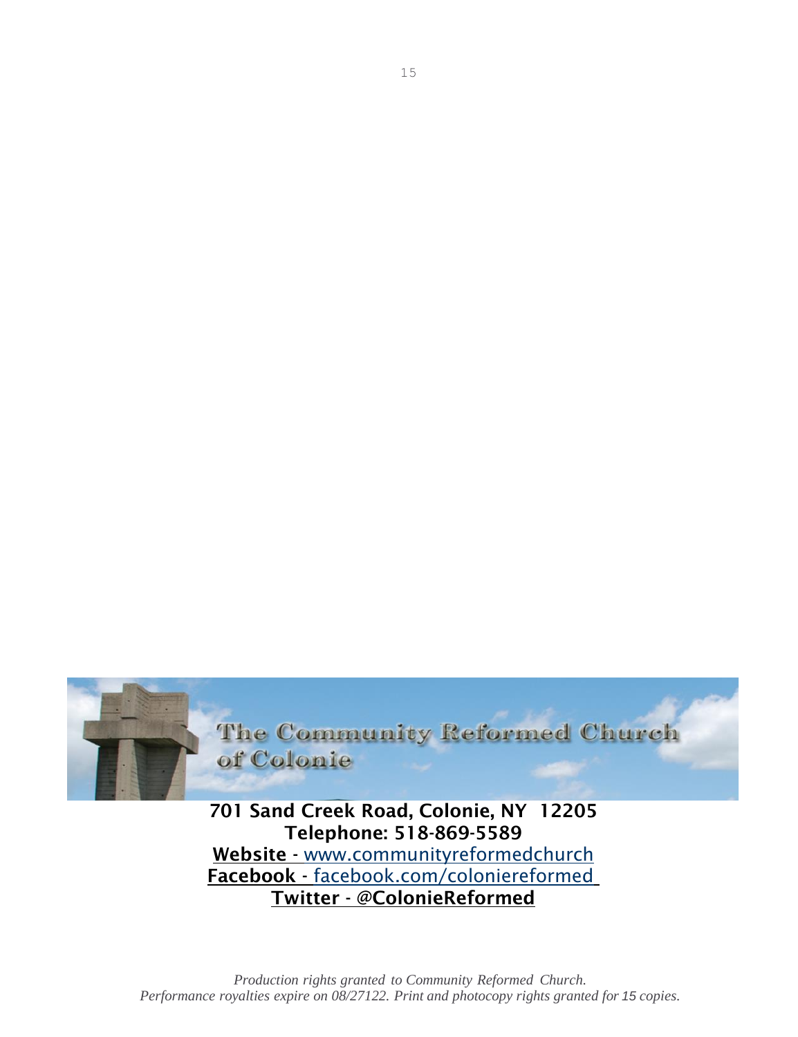The Community Reformed Church of Colonie

**701 Sand Creek Road, Colonie, NY 12205**
**Telephone: 518-869-5589**
**Website** - www.communityreformedchurch
**Facebook** - facebook.com/coloniereformed
**Twitter - @ColonieReformed**

*Production rights granted to Community Reformed Church.*
*Performance royalties expire on 08/27122. Print and photocopy rights granted for 15 copies.*